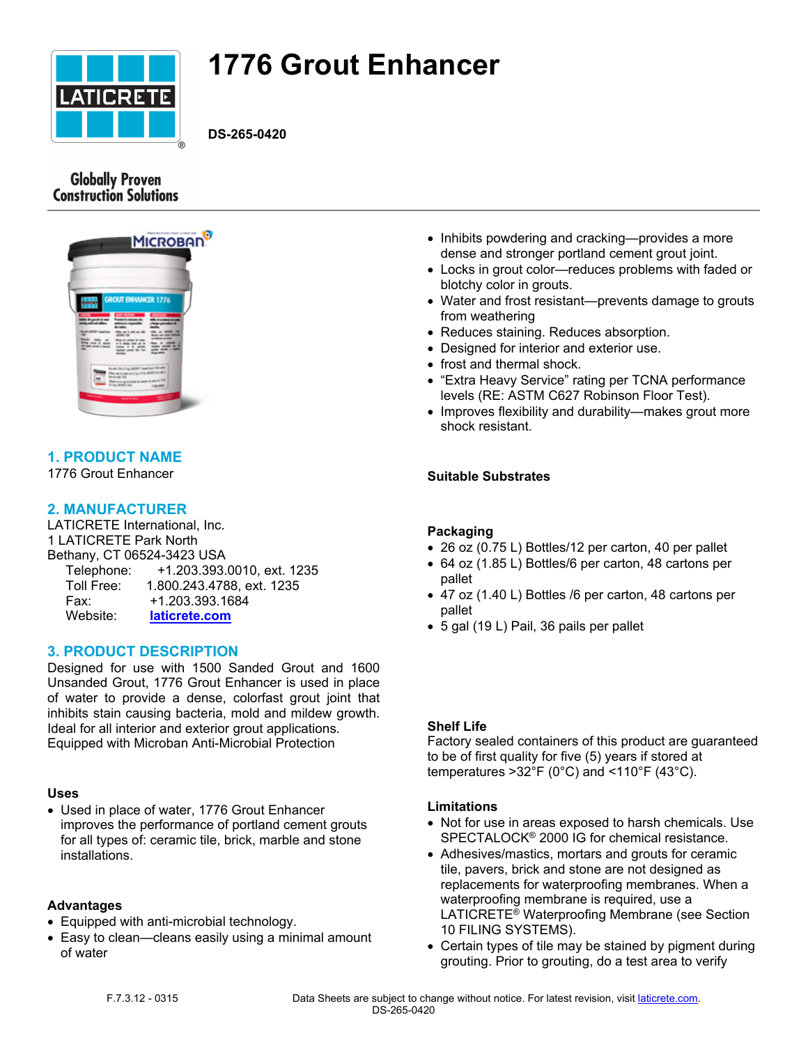# 1776 Grout Enhancer

**DS-265-0420**

Globally Proven Construction Solutions

## 1. PRODUCT NAME

1776 Grout Enhancer

## 2. MANUFACTURER

LATICRETE International, Inc.
1 LATICRETE Park North
Bethany, CT 06524-3423 USA

| | |
|---|---|
| Telephone: | +1.203.393.0010, ext. 1235 |
| Toll Free: | 1.800.243.4788, ext. 1235 |
| Fax: | +1.203.393.1684 |
| Website: | laticrete.com |

## 3. PRODUCT DESCRIPTION

Designed for use with 1500 Sanded Grout and 1600 Unsanded Grout, 1776 Grout Enhancer is used in place of water to provide a dense, colorfast grout joint that inhibits stain causing bacteria, mold and mildew growth. Ideal for all interior and exterior grout applications. Equipped with Microban Anti-Microbial Protection

### Uses

- Used in place of water, 1776 Grout Enhancer improves the performance of portland cement grouts for all types of: ceramic tile, brick, marble and stone installations.

### Advantages

- Equipped with anti-microbial technology.
- Easy to clean—cleans easily using a minimal amount of water
- Inhibits powdering and cracking—provides a more dense and stronger portland cement grout joint.
- Locks in grout color—reduces problems with faded or blotchy color in grouts.
- Water and frost resistant—prevents damage to grouts from weathering
- Reduces staining. Reduces absorption.
- Designed for interior and exterior use.
- frost and thermal shock.
- "Extra Heavy Service" rating per TCNA performance levels (RE: ASTM C627 Robinson Floor Test).
- Improves flexibility and durability—makes grout more shock resistant.

### Suitable Substrates

### Packaging

- 26 oz (0.75 L) Bottles/12 per carton, 40 per pallet
- 64 oz (1.85 L) Bottles/6 per carton, 48 cartons per pallet
- 47 oz (1.40 L) Bottles /6 per carton, 48 cartons per pallet
- 5 gal (19 L) Pail, 36 pails per pallet

### Shelf Life

Factory sealed containers of this product are guaranteed to be of first quality for five (5) years if stored at temperatures >32°F (0°C) and <110°F (43°C).

### Limitations

- Not for use in areas exposed to harsh chemicals. Use SPECTALOCK® 2000 IG for chemical resistance.
- Adhesives/mastics, mortars and grouts for ceramic tile, pavers, brick and stone are not designed as replacements for waterproofing membranes. When a waterproofing membrane is required, use a LATICRETE® Waterproofing Membrane (see Section 10 FILING SYSTEMS).
- Certain types of tile may be stained by pigment during grouting. Prior to grouting, do a test area to verify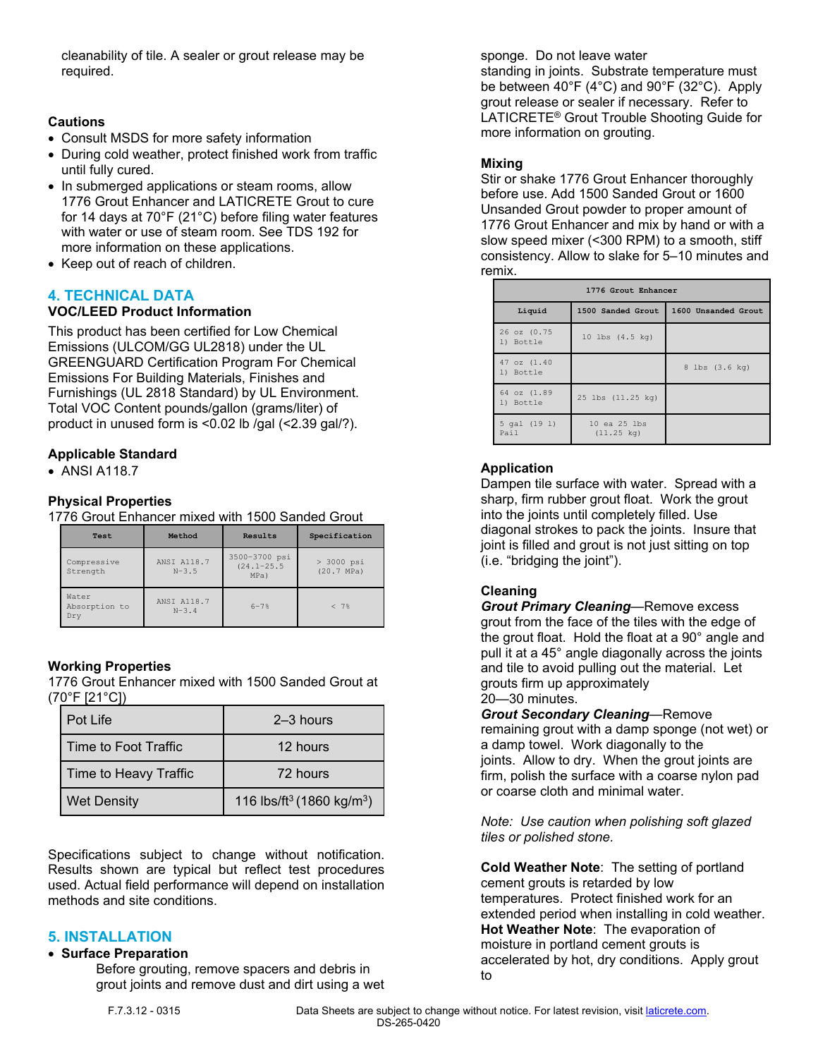cleanability of tile. A sealer or grout release may be required.

**Cautions**

- Consult MSDS for more safety information
- During cold weather, protect finished work from traffic until fully cured.
- In submerged applications or steam rooms, allow 1776 Grout Enhancer and LATICRETE Grout to cure for 14 days at 70°F (21°C) before filing water features with water or use of steam room. See TDS 192 for more information on these applications.
- Keep out of reach of children.

## 4. TECHNICAL DATA

**VOC/LEED Product Information**

This product has been certified for Low Chemical Emissions (ULCOM/GG UL2818) under the UL GREENGUARD Certification Program For Chemical Emissions For Building Materials, Finishes and Furnishings (UL 2818 Standard) by UL Environment. Total VOC Content pounds/gallon (grams/liter) of product in unused form is <0.02 lb /gal (<2.39 gal/?).

**Applicable Standard**

- ANSI A118.7

**Physical Properties**

1776 Grout Enhancer mixed with 1500 Sanded Grout

| Test | Method | Results | Specification |
|---|---|---|---|
| Compressive Strength | ANSI A118.7 N-3.5 | 3500-3700 psi (24.1-25.5 MPa) | > 3000 psi (20.7 MPa) |
| Water Absorption to Dry | ANSI A118.7 N-3.4 | 6-7% | < 7% |

**Working Properties**

1776 Grout Enhancer mixed with 1500 Sanded Grout at (70°F [21°C])

| | |
|---|---|
| Pot Life | 2–3 hours |
| Time to Foot Traffic | 12 hours |
| Time to Heavy Traffic | 72 hours |
| Wet Density | 116 lbs/ft$^3$ (1860 kg/m$^3$) |

Specifications subject to change without notification. Results shown are typical but reflect test procedures used. Actual field performance will depend on installation methods and site conditions.

## 5. INSTALLATION

- **Surface Preparation**

  Before grouting, remove spacers and debris in grout joints and remove dust and dirt using a wet sponge. Do not leave water standing in joints. Substrate temperature must be between 40°F (4°C) and 90°F (32°C). Apply grout release or sealer if necessary. Refer to LATICRETE® Grout Trouble Shooting Guide for more information on grouting.

**Mixing**

Stir or shake 1776 Grout Enhancer thoroughly before use. Add 1500 Sanded Grout or 1600 Unsanded Grout powder to proper amount of 1776 Grout Enhancer and mix by hand or with a slow speed mixer (<300 RPM) to a smooth, stiff consistency. Allow to slake for 5–10 minutes and remix.

| 1776 Grout Enhancer | | |
|---|---|---|
| Liquid | 1500 Sanded Grout | 1600 Unsanded Grout |
| 26 oz (0.75 l) Bottle | 10 lbs (4.5 kg) | |
| 47 oz (1.40 l) Bottle | | 8 lbs (3.6 kg) |
| 64 oz (1.89 l) Bottle | 25 lbs (11.25 kg) | |
| 5 gal (19 l) Pail | 10 ea 25 lbs (11.25 kg) | |

**Application**

Dampen tile surface with water. Spread with a sharp, firm rubber grout float. Work the grout into the joints until completely filled. Use diagonal strokes to pack the joints. Insure that joint is filled and grout is not just sitting on top (i.e. "bridging the joint").

**Cleaning**

***Grout Primary Cleaning***—Remove excess grout from the face of the tiles with the edge of the grout float. Hold the float at a 90° angle and pull it at a 45° angle diagonally across the joints and tile to avoid pulling out the material. Let grouts firm up approximately 20—30 minutes.

***Grout Secondary Cleaning***—Remove remaining grout with a damp sponge (not wet) or a damp towel. Work diagonally to the joints. Allow to dry. When the grout joints are firm, polish the surface with a coarse nylon pad or coarse cloth and minimal water.

*Note: Use caution when polishing soft glazed tiles or polished stone.*

**Cold Weather Note**: The setting of portland cement grouts is retarded by low temperatures. Protect finished work for an extended period when installing in cold weather.

**Hot Weather Note**: The evaporation of moisture in portland cement grouts is accelerated by hot, dry conditions. Apply grout to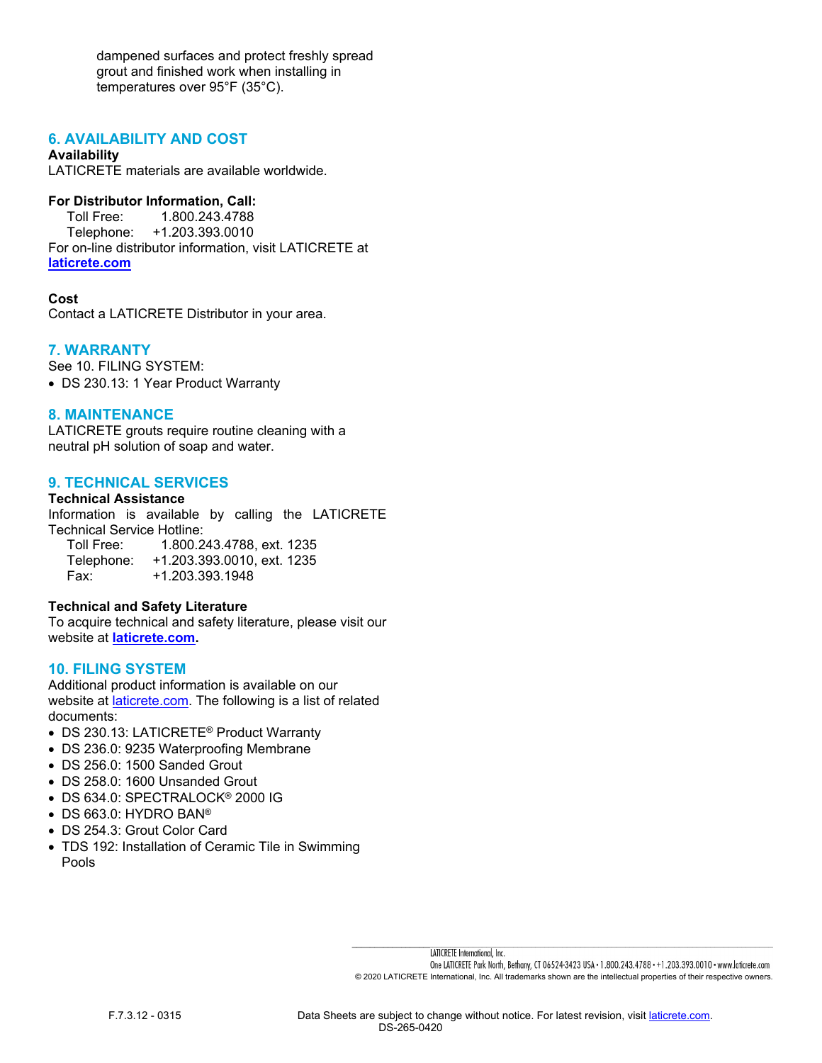dampened surfaces and protect freshly spread grout and finished work when installing in temperatures over 95°F (35°C).

## 6. AVAILABILITY AND COST

**Availability**

LATICRETE materials are available worldwide.

**For Distributor Information, Call:**

Toll Free: 1.800.243.4788
Telephone: +1.203.393.0010

For on-line distributor information, visit LATICRETE at **laticrete.com**

**Cost**

Contact a LATICRETE Distributor in your area.

## 7. WARRANTY

See 10. FILING SYSTEM:

- DS 230.13: 1 Year Product Warranty

## 8. MAINTENANCE

LATICRETE grouts require routine cleaning with a neutral pH solution of soap and water.

## 9. TECHNICAL SERVICES

**Technical Assistance**

Information is available by calling the LATICRETE Technical Service Hotline:

Toll Free: 1.800.243.4788, ext. 1235
Telephone: +1.203.393.0010, ext. 1235
Fax: +1.203.393.1948

**Technical and Safety Literature**

To acquire technical and safety literature, please visit our website at **laticrete.com.**

## 10. FILING SYSTEM

Additional product information is available on our website at laticrete.com. The following is a list of related documents:

- DS 230.13: LATICRETE® Product Warranty
- DS 236.0: 9235 Waterproofing Membrane
- DS 256.0: 1500 Sanded Grout
- DS 258.0: 1600 Unsanded Grout
- DS 634.0: SPECTRALOCK® 2000 IG
- DS 663.0: HYDRO BAN®
- DS 254.3: Grout Color Card
- TDS 192: Installation of Ceramic Tile in Swimming Pools

LATICRETE International, Inc.
One LATICRETE Park North, Bethany, CT 06524-3423 USA • 1.800.243.4788 • +1.203.393.0010 • www.laticrete.com
© 2020 LATICRETE International, Inc. All trademarks shown are the intellectual properties of their respective owners.

F.7.3.12 - 0315

Data Sheets are subject to change without notice. For latest revision, visit laticrete.com.
DS-265-0420